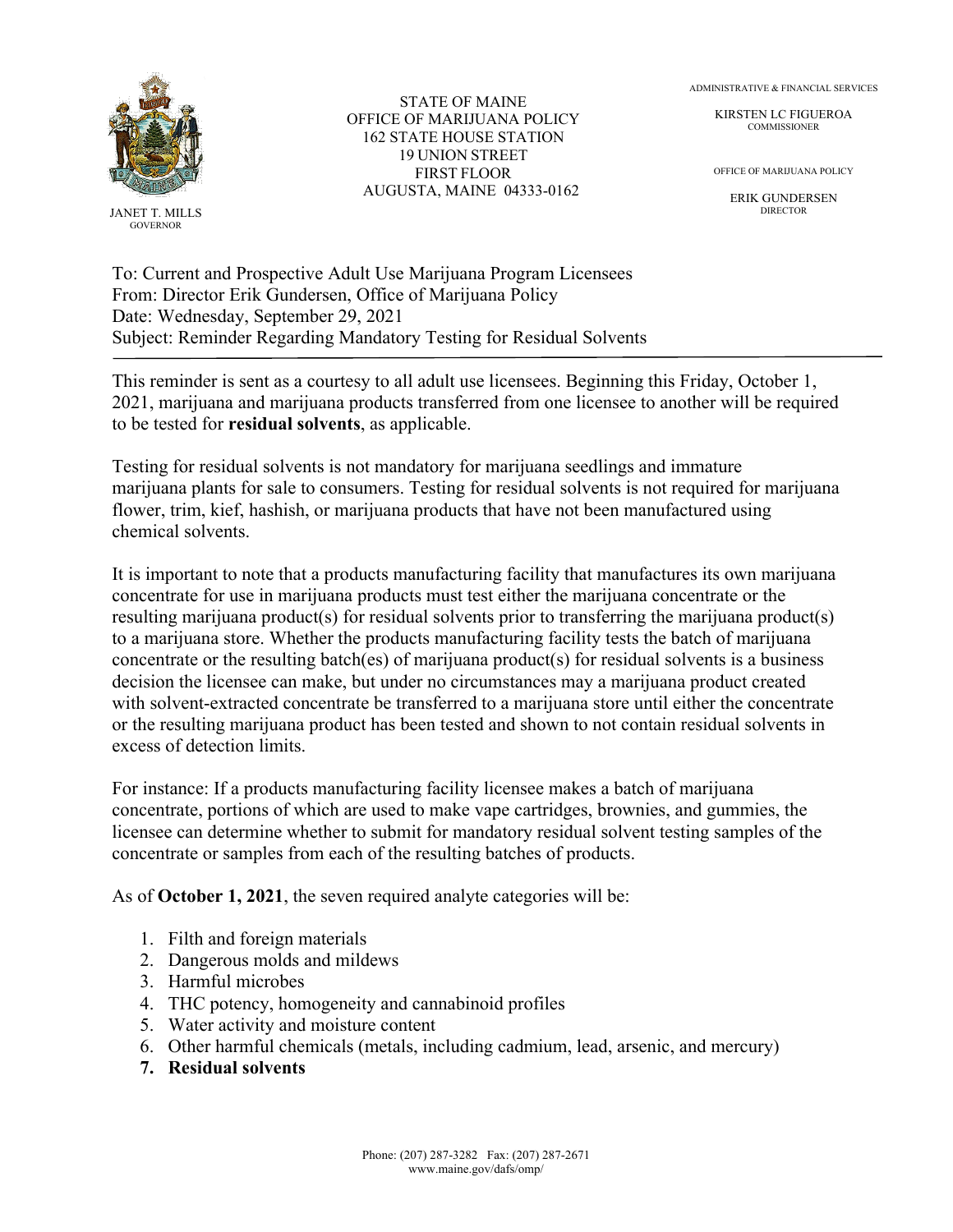JANET T. MILLS
GOVERNOR

STATE OF MAINE
OFFICE OF MARIJUANA POLICY
162 STATE HOUSE STATION
19 UNION STREET
FIRST FLOOR
AUGUSTA, MAINE 04333-0162

ADMINISTRATIVE & FINANCIAL SERVICES

KIRSTEN LC FIGUEROA
COMMISSIONER

OFFICE OF MARIJUANA POLICY

ERIK GUNDERSEN
DIRECTOR

To: Current and Prospective Adult Use Marijuana Program Licensees
From: Director Erik Gundersen, Office of Marijuana Policy
Date: Wednesday, September 29, 2021
Subject: Reminder Regarding Mandatory Testing for Residual Solvents

---

This reminder is sent as a courtesy to all adult use licensees. Beginning this Friday, October 1, 2021, marijuana and marijuana products transferred from one licensee to another will be required to be tested for **residual solvents**, as applicable.

Testing for residual solvents is not mandatory for marijuana seedlings and immature marijuana plants for sale to consumers. Testing for residual solvents is not required for marijuana flower, trim, kief, hashish, or marijuana products that have not been manufactured using chemical solvents.

It is important to note that a products manufacturing facility that manufactures its own marijuana concentrate for use in marijuana products must test either the marijuana concentrate or the resulting marijuana product(s) for residual solvents prior to transferring the marijuana product(s) to a marijuana store. Whether the products manufacturing facility tests the batch of marijuana concentrate or the resulting batch(es) of marijuana product(s) for residual solvents is a business decision the licensee can make, but under no circumstances may a marijuana product created with solvent-extracted concentrate be transferred to a marijuana store until either the concentrate or the resulting marijuana product has been tested and shown to not contain residual solvents in excess of detection limits.

For instance: If a products manufacturing facility licensee makes a batch of marijuana concentrate, portions of which are used to make vape cartridges, brownies, and gummies, the licensee can determine whether to submit for mandatory residual solvent testing samples of the concentrate or samples from each of the resulting batches of products.

As of **October 1, 2021**, the seven required analyte categories will be:

1. Filth and foreign materials
2. Dangerous molds and mildews
3. Harmful microbes
4. THC potency, homogeneity and cannabinoid profiles
5. Water activity and moisture content
6. Other harmful chemicals (metals, including cadmium, lead, arsenic, and mercury)
7. **Residual solvents**

Phone: (207) 287-3282 Fax: (207) 287-2671
www.maine.gov/dafs/omp/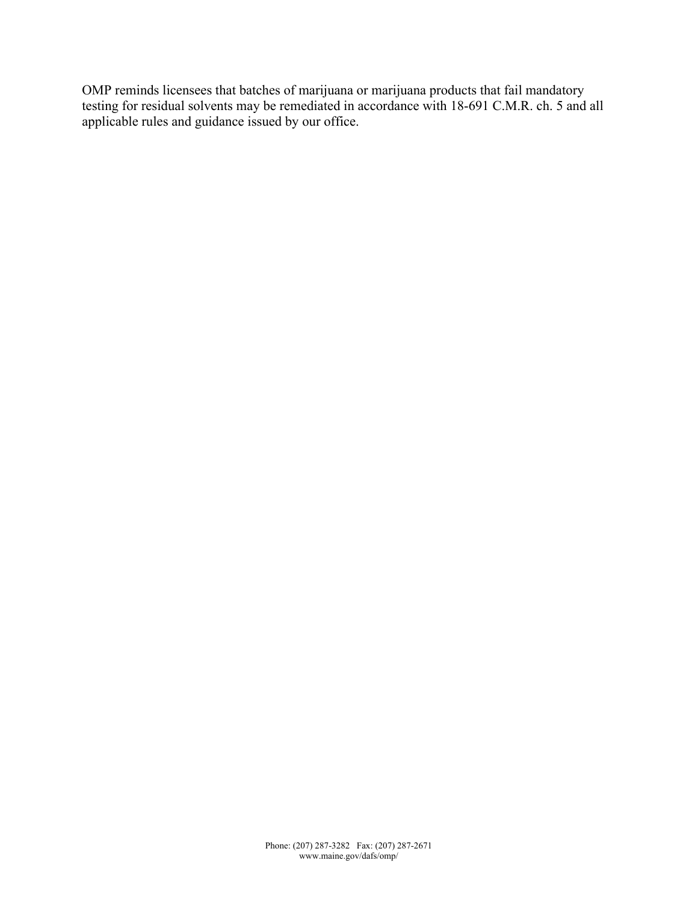OMP reminds licensees that batches of marijuana or marijuana products that fail mandatory testing for residual solvents may be remediated in accordance with 18-691 C.M.R. ch. 5 and all applicable rules and guidance issued by our office.